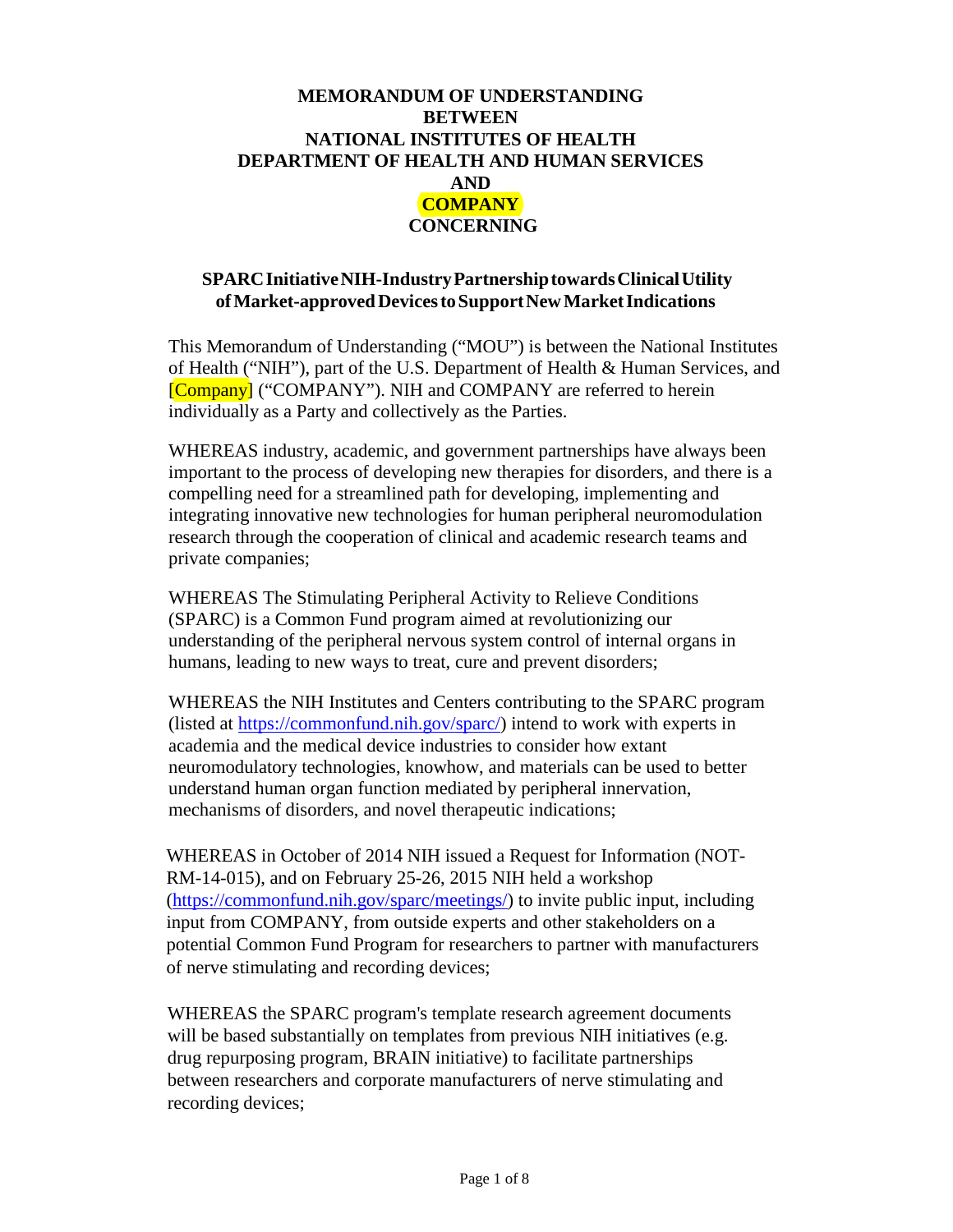# MEMORANDUM OF UNDERSTANDING BETWEEN NATIONAL INSTITUTES OF HEALTH DEPARTMENT OF HEALTH AND HUMAN SERVICES AND COMPANY CONCERNING

## SPARC Initiative NIH-Industry Partnership towards Clinical Utility of Market-approved Devices to Support New Market Indications

This Memorandum of Understanding ("MOU") is between the National Institutes of Health ("NIH"), part of the U.S. Department of Health & Human Services, and [Company] ("COMPANY"). NIH and COMPANY are referred to herein individually as a Party and collectively as the Parties.

WHEREAS industry, academic, and government partnerships have always been important to the process of developing new therapies for disorders, and there is a compelling need for a streamlined path for developing, implementing and integrating innovative new technologies for human peripheral neuromodulation research through the cooperation of clinical and academic research teams and private companies;

WHEREAS The Stimulating Peripheral Activity to Relieve Conditions (SPARC) is a Common Fund program aimed at revolutionizing our understanding of the peripheral nervous system control of internal organs in humans, leading to new ways to treat, cure and prevent disorders;

WHEREAS the NIH Institutes and Centers contributing to the SPARC program (listed at https://commonfund.nih.gov/sparc/) intend to work with experts in academia and the medical device industries to consider how extant neuromodulatory technologies, knowhow, and materials can be used to better understand human organ function mediated by peripheral innervation, mechanisms of disorders, and novel therapeutic indications;

WHEREAS in October of 2014 NIH issued a Request for Information (NOT-RM-14-015), and on February 25-26, 2015 NIH held a workshop (https://commonfund.nih.gov/sparc/meetings/) to invite public input, including input from COMPANY, from outside experts and other stakeholders on a potential Common Fund Program for researchers to partner with manufacturers of nerve stimulating and recording devices;

WHEREAS the SPARC program's template research agreement documents will be based substantially on templates from previous NIH initiatives (e.g. drug repurposing program, BRAIN initiative) to facilitate partnerships between researchers and corporate manufacturers of nerve stimulating and recording devices;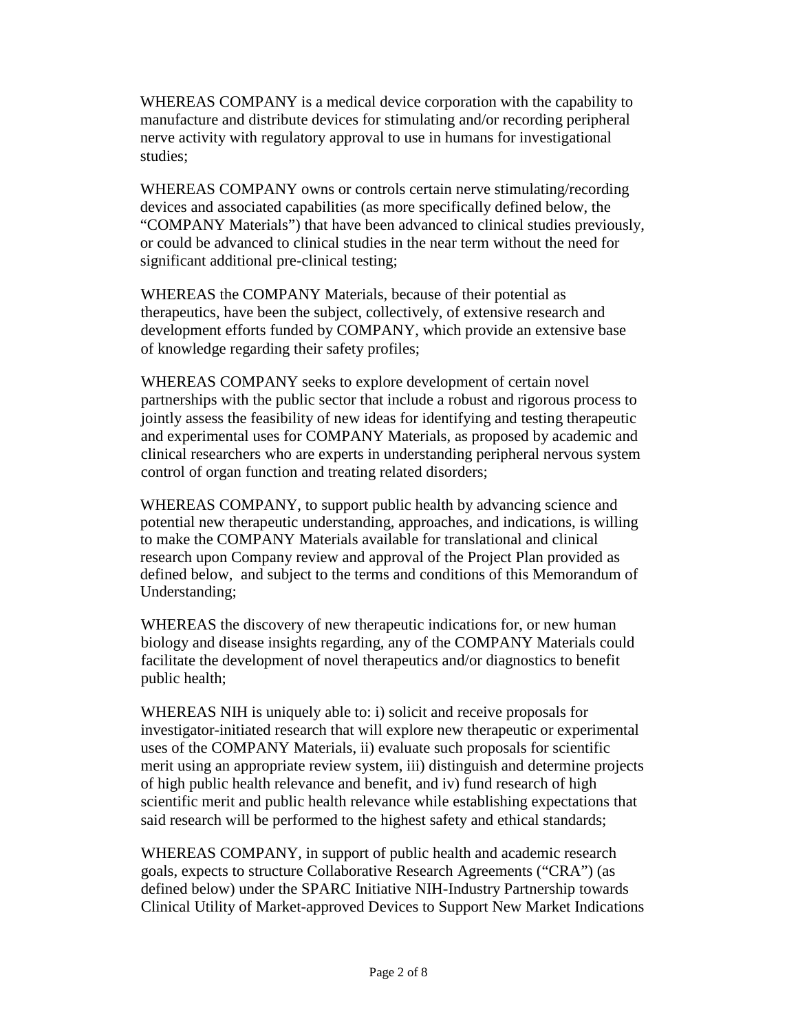WHEREAS COMPANY is a medical device corporation with the capability to manufacture and distribute devices for stimulating and/or recording peripheral nerve activity with regulatory approval to use in humans for investigational studies;

WHEREAS COMPANY owns or controls certain nerve stimulating/recording devices and associated capabilities (as more specifically defined below, the "COMPANY Materials") that have been advanced to clinical studies previously, or could be advanced to clinical studies in the near term without the need for significant additional pre-clinical testing;

WHEREAS the COMPANY Materials, because of their potential as therapeutics, have been the subject, collectively, of extensive research and development efforts funded by COMPANY, which provide an extensive base of knowledge regarding their safety profiles;

WHEREAS COMPANY seeks to explore development of certain novel partnerships with the public sector that include a robust and rigorous process to jointly assess the feasibility of new ideas for identifying and testing therapeutic and experimental uses for COMPANY Materials, as proposed by academic and clinical researchers who are experts in understanding peripheral nervous system control of organ function and treating related disorders;

WHEREAS COMPANY, to support public health by advancing science and potential new therapeutic understanding, approaches, and indications, is willing to make the COMPANY Materials available for translational and clinical research upon Company review and approval of the Project Plan provided as defined below, and subject to the terms and conditions of this Memorandum of Understanding;

WHEREAS the discovery of new therapeutic indications for, or new human biology and disease insights regarding, any of the COMPANY Materials could facilitate the development of novel therapeutics and/or diagnostics to benefit public health;

WHEREAS NIH is uniquely able to: i) solicit and receive proposals for investigator-initiated research that will explore new therapeutic or experimental uses of the COMPANY Materials, ii) evaluate such proposals for scientific merit using an appropriate review system, iii) distinguish and determine projects of high public health relevance and benefit, and iv) fund research of high scientific merit and public health relevance while establishing expectations that said research will be performed to the highest safety and ethical standards;

WHEREAS COMPANY, in support of public health and academic research goals, expects to structure Collaborative Research Agreements ("CRA") (as defined below) under the SPARC Initiative NIH-Industry Partnership towards Clinical Utility of Market-approved Devices to Support New Market Indications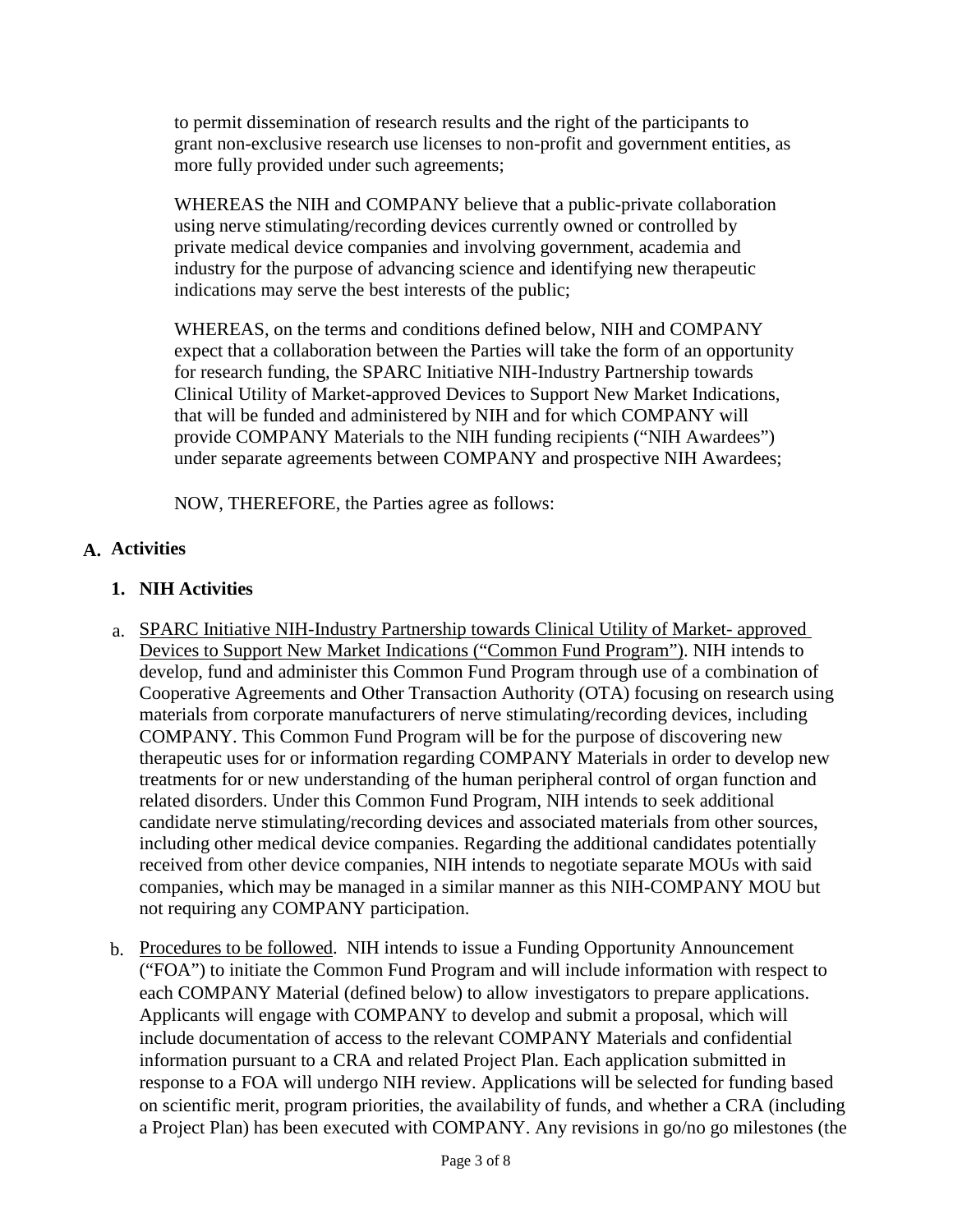to permit dissemination of research results and the right of the participants to grant non-exclusive research use licenses to non-profit and government entities, as more fully provided under such agreements;

WHEREAS the NIH and COMPANY believe that a public-private collaboration using nerve stimulating/recording devices currently owned or controlled by private medical device companies and involving government, academia and industry for the purpose of advancing science and identifying new therapeutic indications may serve the best interests of the public;

WHEREAS, on the terms and conditions defined below, NIH and COMPANY expect that a collaboration between the Parties will take the form of an opportunity for research funding, the SPARC Initiative NIH-Industry Partnership towards Clinical Utility of Market-approved Devices to Support New Market Indications, that will be funded and administered by NIH and for which COMPANY will provide COMPANY Materials to the NIH funding recipients ("NIH Awardees") under separate agreements between COMPANY and prospective NIH Awardees;

NOW, THEREFORE, the Parties agree as follows:

## A. Activities

### 1. NIH Activities

a. <u>SPARC Initiative NIH-Industry Partnership towards Clinical Utility of Market- approved Devices to Support New Market Indications ("Common Fund Program")</u>. NIH intends to develop, fund and administer this Common Fund Program through use of a combination of Cooperative Agreements and Other Transaction Authority (OTA) focusing on research using materials from corporate manufacturers of nerve stimulating/recording devices, including COMPANY. This Common Fund Program will be for the purpose of discovering new therapeutic uses for or information regarding COMPANY Materials in order to develop new treatments for or new understanding of the human peripheral control of organ function and related disorders. Under this Common Fund Program, NIH intends to seek additional candidate nerve stimulating/recording devices and associated materials from other sources, including other medical device companies. Regarding the additional candidates potentially received from other device companies, NIH intends to negotiate separate MOUs with said companies, which may be managed in a similar manner as this NIH-COMPANY MOU but not requiring any COMPANY participation.

b. <u>Procedures to be followed</u>. NIH intends to issue a Funding Opportunity Announcement ("FOA") to initiate the Common Fund Program and will include information with respect to each COMPANY Material (defined below) to allow investigators to prepare applications. Applicants will engage with COMPANY to develop and submit a proposal, which will include documentation of access to the relevant COMPANY Materials and confidential information pursuant to a CRA and related Project Plan. Each application submitted in response to a FOA will undergo NIH review. Applications will be selected for funding based on scientific merit, program priorities, the availability of funds, and whether a CRA (including a Project Plan) has been executed with COMPANY. Any revisions in go/no go milestones (the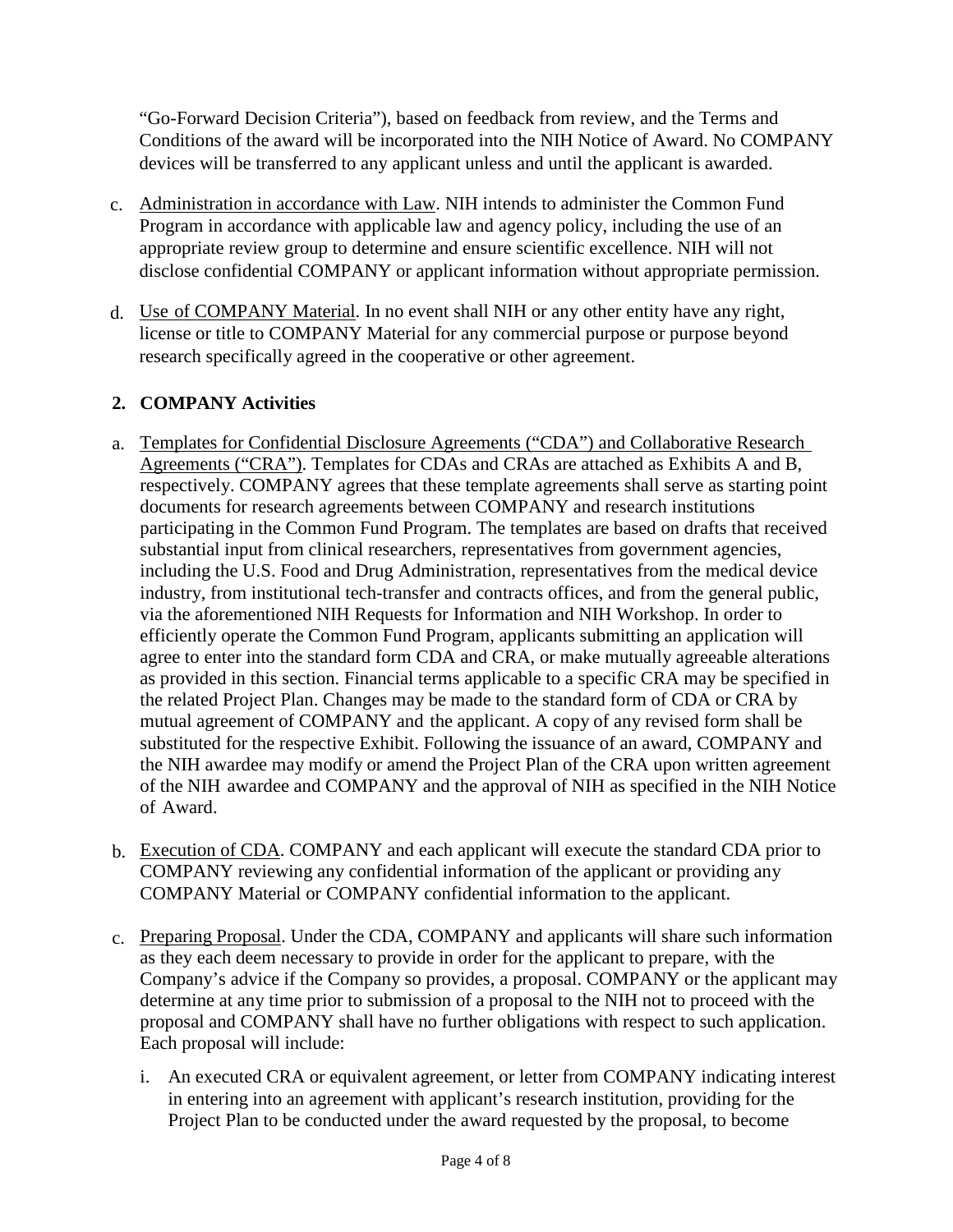"Go-Forward Decision Criteria"), based on feedback from review, and the Terms and Conditions of the award will be incorporated into the NIH Notice of Award. No COMPANY devices will be transferred to any applicant unless and until the applicant is awarded.

c. Administration in accordance with Law. NIH intends to administer the Common Fund Program in accordance with applicable law and agency policy, including the use of an appropriate review group to determine and ensure scientific excellence. NIH will not disclose confidential COMPANY or applicant information without appropriate permission.

d. Use of COMPANY Material. In no event shall NIH or any other entity have any right, license or title to COMPANY Material for any commercial purpose or purpose beyond research specifically agreed in the cooperative or other agreement.

## 2. COMPANY Activities

a. Templates for Confidential Disclosure Agreements ("CDA") and Collaborative Research Agreements ("CRA"). Templates for CDAs and CRAs are attached as Exhibits A and B, respectively. COMPANY agrees that these template agreements shall serve as starting point documents for research agreements between COMPANY and research institutions participating in the Common Fund Program. The templates are based on drafts that received substantial input from clinical researchers, representatives from government agencies, including the U.S. Food and Drug Administration, representatives from the medical device industry, from institutional tech-transfer and contracts offices, and from the general public, via the aforementioned NIH Requests for Information and NIH Workshop. In order to efficiently operate the Common Fund Program, applicants submitting an application will agree to enter into the standard form CDA and CRA, or make mutually agreeable alterations as provided in this section. Financial terms applicable to a specific CRA may be specified in the related Project Plan. Changes may be made to the standard form of CDA or CRA by mutual agreement of COMPANY and the applicant. A copy of any revised form shall be substituted for the respective Exhibit. Following the issuance of an award, COMPANY and the NIH awardee may modify or amend the Project Plan of the CRA upon written agreement of the NIH awardee and COMPANY and the approval of NIH as specified in the NIH Notice of Award.

b. Execution of CDA. COMPANY and each applicant will execute the standard CDA prior to COMPANY reviewing any confidential information of the applicant or providing any COMPANY Material or COMPANY confidential information to the applicant.

c. Preparing Proposal. Under the CDA, COMPANY and applicants will share such information as they each deem necessary to provide in order for the applicant to prepare, with the Company's advice if the Company so provides, a proposal. COMPANY or the applicant may determine at any time prior to submission of a proposal to the NIH not to proceed with the proposal and COMPANY shall have no further obligations with respect to such application. Each proposal will include:

   i. An executed CRA or equivalent agreement, or letter from COMPANY indicating interest in entering into an agreement with applicant's research institution, providing for the Project Plan to be conducted under the award requested by the proposal, to become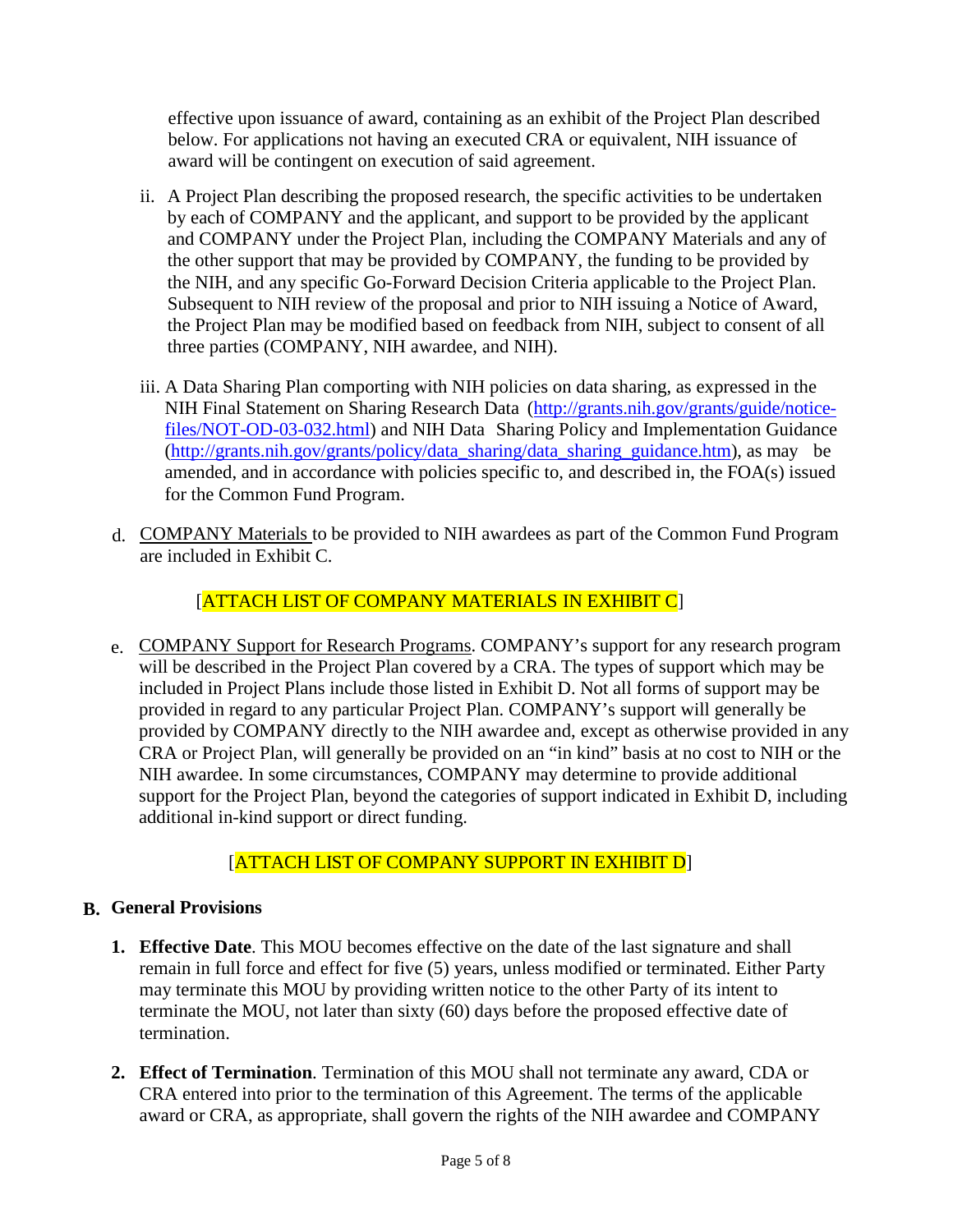effective upon issuance of award, containing as an exhibit of the Project Plan described below. For applications not having an executed CRA or equivalent, NIH issuance of award will be contingent on execution of said agreement.

ii. A Project Plan describing the proposed research, the specific activities to be undertaken by each of COMPANY and the applicant, and support to be provided by the applicant and COMPANY under the Project Plan, including the COMPANY Materials and any of the other support that may be provided by COMPANY, the funding to be provided by the NIH, and any specific Go-Forward Decision Criteria applicable to the Project Plan. Subsequent to NIH review of the proposal and prior to NIH issuing a Notice of Award, the Project Plan may be modified based on feedback from NIH, subject to consent of all three parties (COMPANY, NIH awardee, and NIH).

iii. A Data Sharing Plan comporting with NIH policies on data sharing, as expressed in the NIH Final Statement on Sharing Research Data (http://grants.nih.gov/grants/guide/notice-files/NOT-OD-03-032.html) and NIH Data Sharing Policy and Implementation Guidance (http://grants.nih.gov/grants/policy/data_sharing/data_sharing_guidance.htm), as may be amended, and in accordance with policies specific to, and described in, the FOA(s) issued for the Common Fund Program.

d. <u>COMPANY Materials</u> to be provided to NIH awardees as part of the Common Fund Program are included in Exhibit C.

[ATTACH LIST OF COMPANY MATERIALS IN EXHIBIT C]

e. <u>COMPANY Support for Research Programs</u>. COMPANY's support for any research program will be described in the Project Plan covered by a CRA. The types of support which may be included in Project Plans include those listed in Exhibit D. Not all forms of support may be provided in regard to any particular Project Plan. COMPANY's support will generally be provided by COMPANY directly to the NIH awardee and, except as otherwise provided in any CRA or Project Plan, will generally be provided on an "in kind" basis at no cost to NIH or the NIH awardee. In some circumstances, COMPANY may determine to provide additional support for the Project Plan, beyond the categories of support indicated in Exhibit D, including additional in-kind support or direct funding.

[ATTACH LIST OF COMPANY SUPPORT IN EXHIBIT D]

## B. General Provisions

1. **Effective Date**. This MOU becomes effective on the date of the last signature and shall remain in full force and effect for five (5) years, unless modified or terminated. Either Party may terminate this MOU by providing written notice to the other Party of its intent to terminate the MOU, not later than sixty (60) days before the proposed effective date of termination.

2. **Effect of Termination**. Termination of this MOU shall not terminate any award, CDA or CRA entered into prior to the termination of this Agreement. The terms of the applicable award or CRA, as appropriate, shall govern the rights of the NIH awardee and COMPANY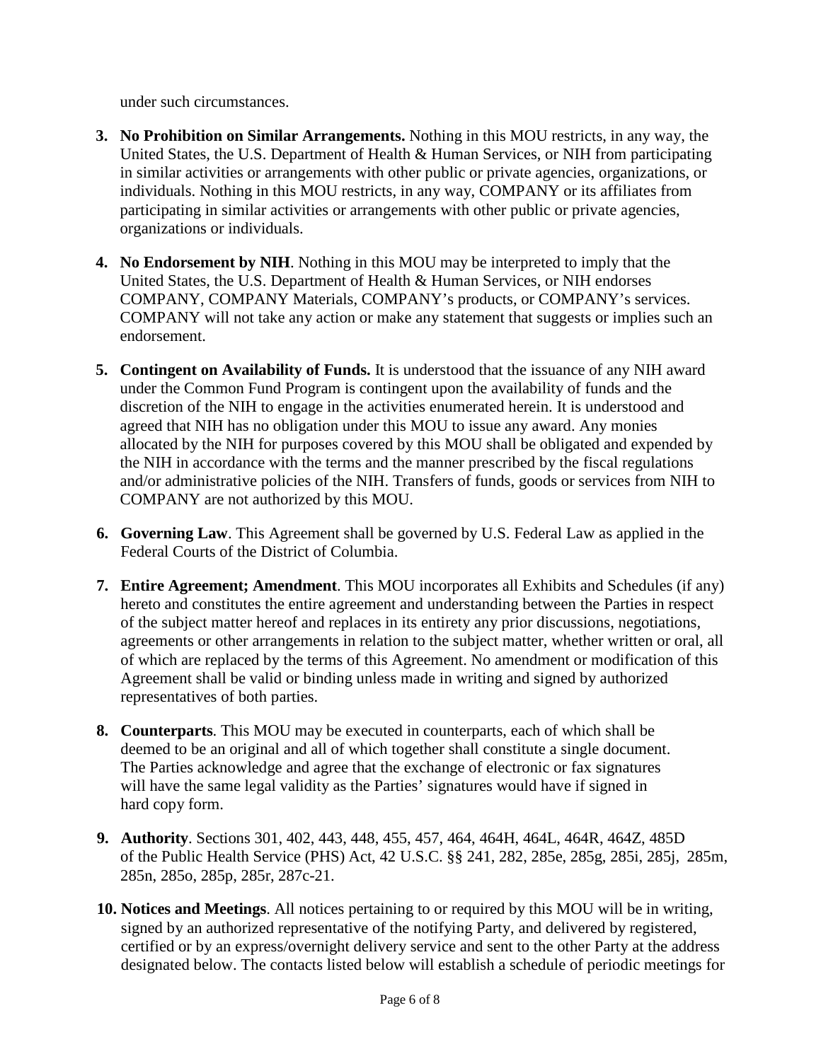under such circumstances.

3. **No Prohibition on Similar Arrangements.** Nothing in this MOU restricts, in any way, the United States, the U.S. Department of Health & Human Services, or NIH from participating in similar activities or arrangements with other public or private agencies, organizations, or individuals. Nothing in this MOU restricts, in any way, COMPANY or its affiliates from participating in similar activities or arrangements with other public or private agencies, organizations or individuals.

4. **No Endorsement by NIH**. Nothing in this MOU may be interpreted to imply that the United States, the U.S. Department of Health & Human Services, or NIH endorses COMPANY, COMPANY Materials, COMPANY's products, or COMPANY's services. COMPANY will not take any action or make any statement that suggests or implies such an endorsement.

5. **Contingent on Availability of Funds.** It is understood that the issuance of any NIH award under the Common Fund Program is contingent upon the availability of funds and the discretion of the NIH to engage in the activities enumerated herein. It is understood and agreed that NIH has no obligation under this MOU to issue any award. Any monies allocated by the NIH for purposes covered by this MOU shall be obligated and expended by the NIH in accordance with the terms and the manner prescribed by the fiscal regulations and/or administrative policies of the NIH. Transfers of funds, goods or services from NIH to COMPANY are not authorized by this MOU.

6. **Governing Law**. This Agreement shall be governed by U.S. Federal Law as applied in the Federal Courts of the District of Columbia.

7. **Entire Agreement; Amendment**. This MOU incorporates all Exhibits and Schedules (if any) hereto and constitutes the entire agreement and understanding between the Parties in respect of the subject matter hereof and replaces in its entirety any prior discussions, negotiations, agreements or other arrangements in relation to the subject matter, whether written or oral, all of which are replaced by the terms of this Agreement. No amendment or modification of this Agreement shall be valid or binding unless made in writing and signed by authorized representatives of both parties.

8. **Counterparts**. This MOU may be executed in counterparts, each of which shall be deemed to be an original and all of which together shall constitute a single document. The Parties acknowledge and agree that the exchange of electronic or fax signatures will have the same legal validity as the Parties' signatures would have if signed in hard copy form.

9. **Authority**. Sections 301, 402, 443, 448, 455, 457, 464, 464H, 464L, 464R, 464Z, 485D of the Public Health Service (PHS) Act, 42 U.S.C. §§ 241, 282, 285e, 285g, 285i, 285j, 285m, 285n, 285o, 285p, 285r, 287c-21.

10. **Notices and Meetings**. All notices pertaining to or required by this MOU will be in writing, signed by an authorized representative of the notifying Party, and delivered by registered, certified or by an express/overnight delivery service and sent to the other Party at the address designated below. The contacts listed below will establish a schedule of periodic meetings for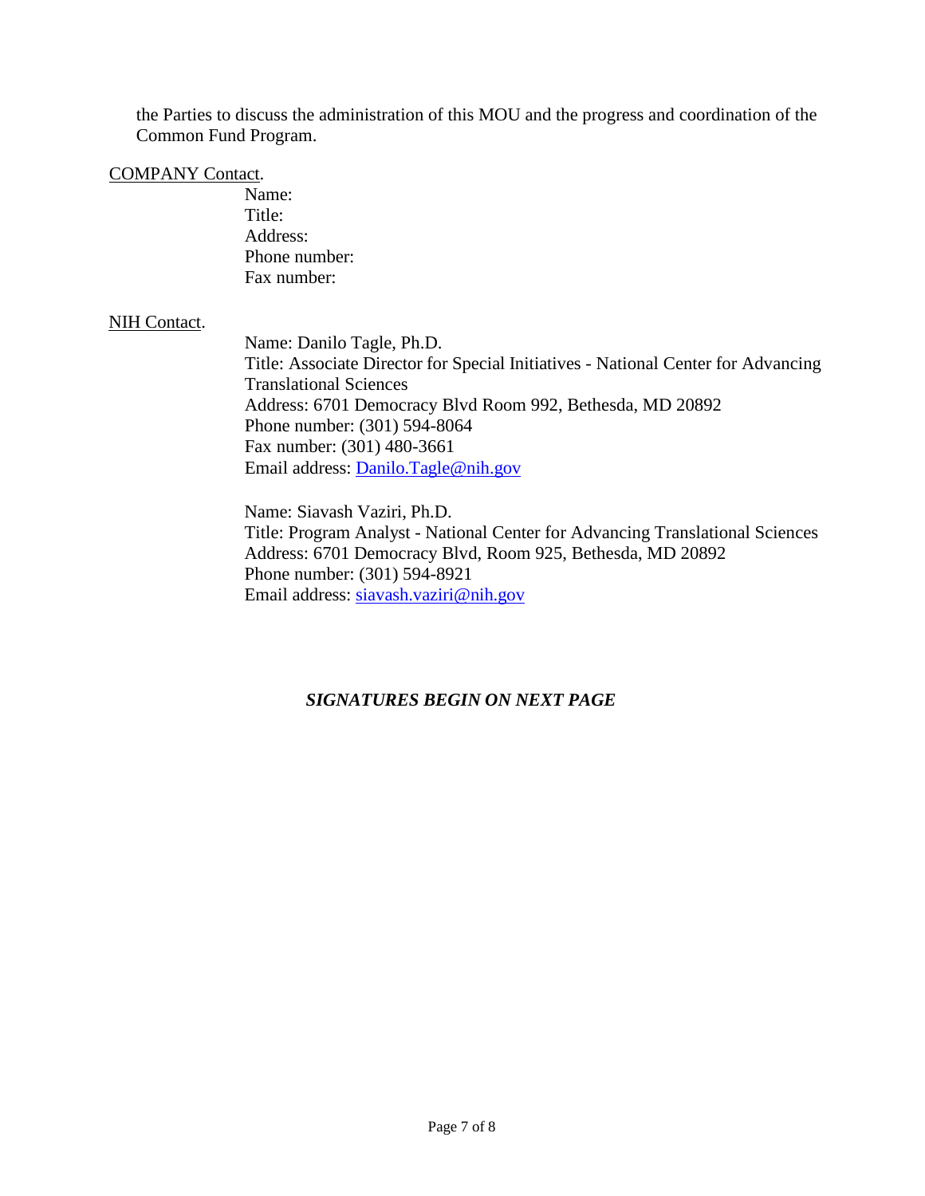the Parties to discuss the administration of this MOU and the progress and coordination of the Common Fund Program.

COMPANY Contact.

Name:
Title:
Address:
Phone number:
Fax number:

NIH Contact.

Name: Danilo Tagle, Ph.D.
Title: Associate Director for Special Initiatives - National Center for Advancing Translational Sciences
Address: 6701 Democracy Blvd Room 992, Bethesda, MD 20892
Phone number: (301) 594-8064
Fax number: (301) 480-3661
Email address: Danilo.Tagle@nih.gov

Name: Siavash Vaziri, Ph.D.
Title: Program Analyst - National Center for Advancing Translational Sciences
Address: 6701 Democracy Blvd, Room 925, Bethesda, MD 20892
Phone number: (301) 594-8921
Email address: siavash.vaziri@nih.gov

***SIGNATURES BEGIN ON NEXT PAGE***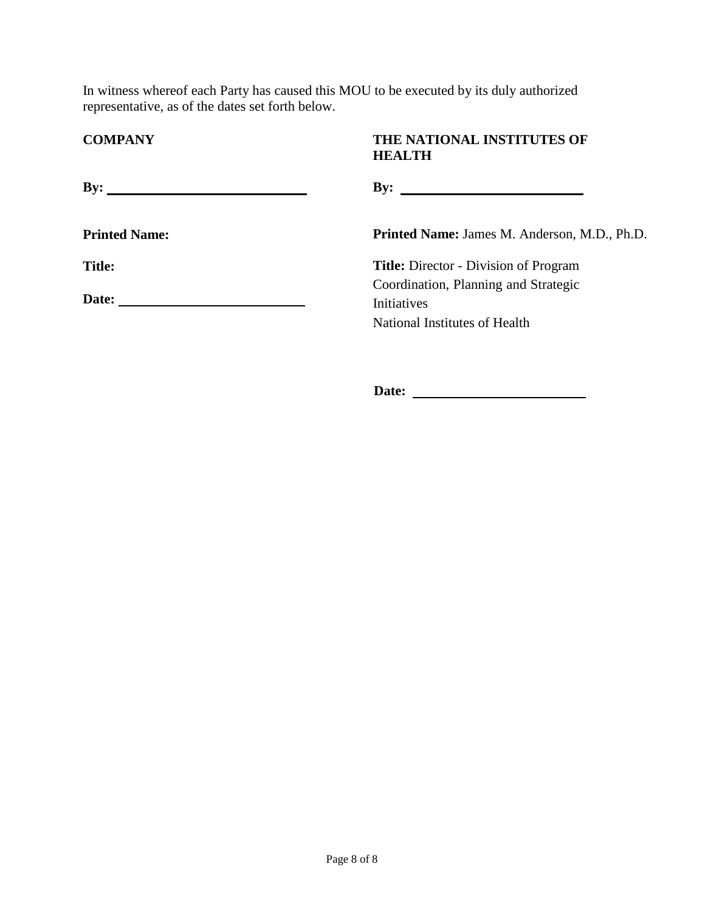In witness whereof each Party has caused this MOU to be executed by its duly authorized representative, as of the dates set forth below.

**COMPANY**

**By:** ____________________________

**Printed Name:**

**Title:**

**Date:** ____________________________

**THE NATIONAL INSTITUTES OF HEALTH**

**By:** ____________________________

**Printed Name:** James M. Anderson, M.D., Ph.D.

**Title:** Director - Division of Program Coordination, Planning and Strategic Initiatives
National Institutes of Health

**Date:** ____________________________